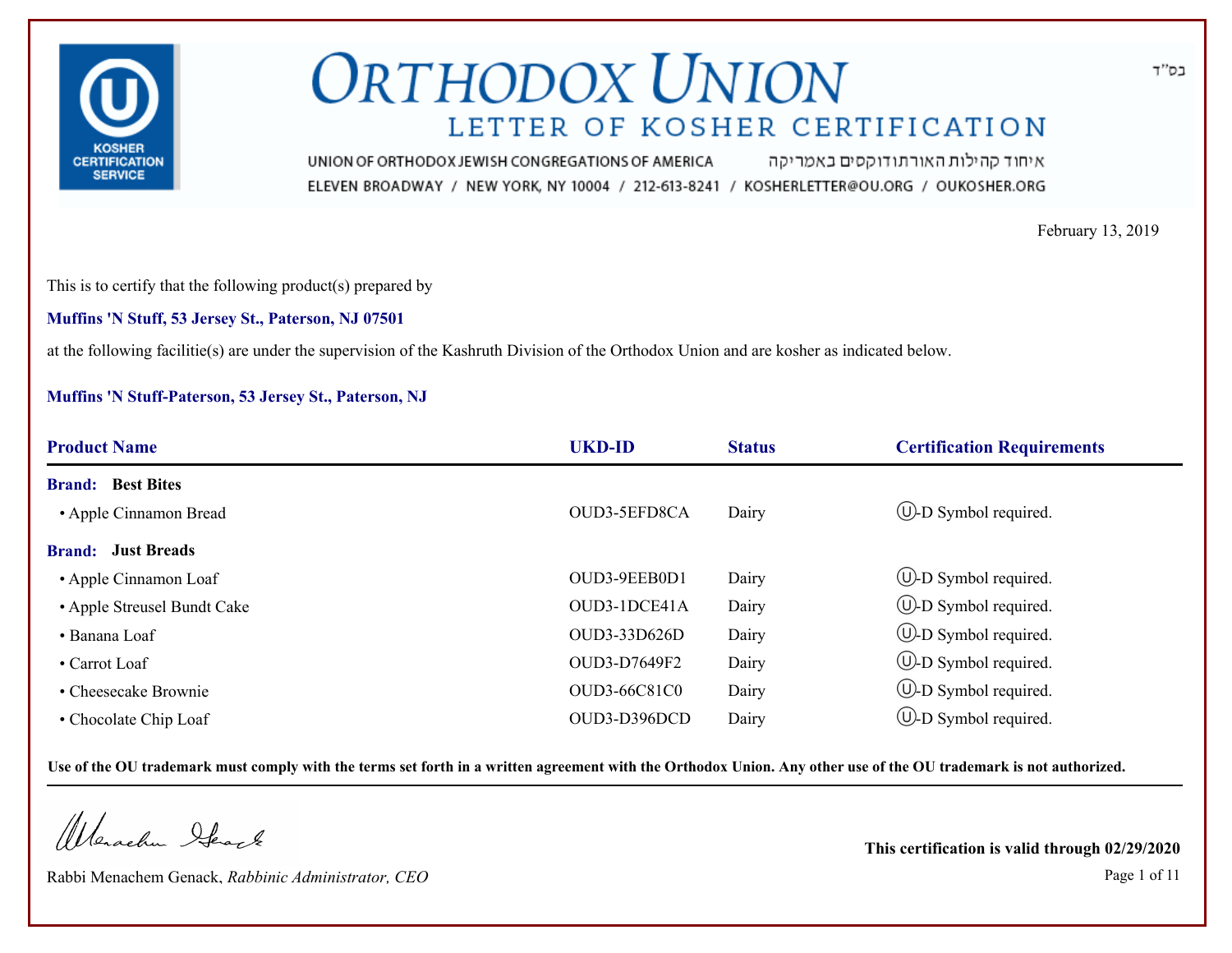בס"ד

# ORTHODOX UNION

## LETTER OF KOSHER CERTIFICATION

UNION OF ORTHODOX JEWISH CONGREGATIONS OF AMERICA איחוד קהילות האורתודוקסים באמריקה

ELEVEN BROADWAY / NEW YORK, NY 10004 / 212-613-8241 / KOSHERLETTER@OU.ORG / OUKOSHER.ORG

February 13, 2019

This is to certify that the following product(s) prepared by

**Muffins 'N Stuff, 53 Jersey St., Paterson, NJ 07501**

at the following facilitie(s) are under the supervision of the Kashruth Division of the Orthodox Union and are kosher as indicated below.

**Muffins 'N Stuff-Paterson, 53 Jersey St., Paterson, NJ**

| Product Name | UKD-ID | Status | Certification Requirements |
|---|---|---|---|
| **Brand: Best Bites** | | | |
| • Apple Cinnamon Bread | OUD3-5EFD8CA | Dairy | Ⓤ-D Symbol required. |
| **Brand: Just Breads** | | | |
| • Apple Cinnamon Loaf | OUD3-9EEB0D1 | Dairy | Ⓤ-D Symbol required. |
| • Apple Streusel Bundt Cake | OUD3-1DCE41A | Dairy | Ⓤ-D Symbol required. |
| • Banana Loaf | OUD3-33D626D | Dairy | Ⓤ-D Symbol required. |
| • Carrot Loaf | OUD3-D7649F2 | Dairy | Ⓤ-D Symbol required. |
| • Cheesecake Brownie | OUD3-66C81C0 | Dairy | Ⓤ-D Symbol required. |
| • Chocolate Chip Loaf | OUD3-D396DCD | Dairy | Ⓤ-D Symbol required. |

**Use of the OU trademark must comply with the terms set forth in a written agreement with the Orthodox Union. Any other use of the OU trademark is not authorized.**

Rabbi Menachem Genack, *Rabbinic Administrator, CEO*

**This certification is valid through 02/29/2020**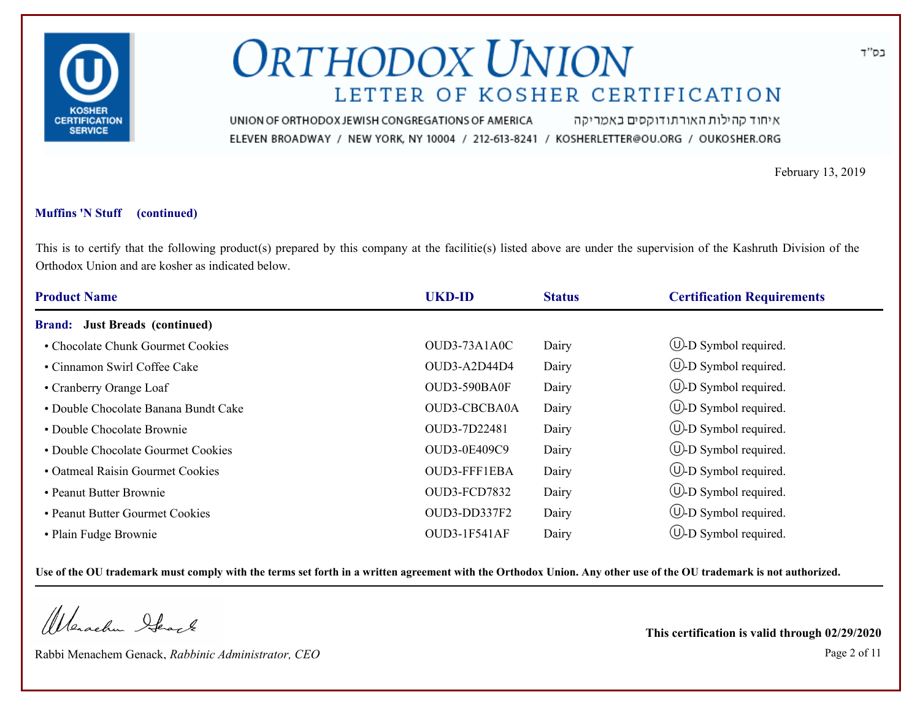# ORTHODOX UNION

## LETTER OF KOSHER CERTIFICATION

בס"ד

UNION OF ORTHODOX JEWISH CONGREGATIONS OF AMERICA איחוד קהילות האורתודוקסים באמריקה

ELEVEN BROADWAY / NEW YORK, NY 10004 / 212-613-8241 / KOSHERLETTER@OU.ORG / OUKOSHER.ORG

February 13, 2019

**Muffins 'N Stuff (continued)**

This is to certify that the following product(s) prepared by this company at the facilitie(s) listed above are under the supervision of the Kashruth Division of the Orthodox Union and are kosher as indicated below.

| Product Name | UKD-ID | Status | Certification Requirements |
|---|---|---|---|
| **Brand: Just Breads (continued)** | | | |
| • Chocolate Chunk Gourmet Cookies | OUD3-73A1A0C | Dairy | Ⓤ-D Symbol required. |
| • Cinnamon Swirl Coffee Cake | OUD3-A2D44D4 | Dairy | Ⓤ-D Symbol required. |
| • Cranberry Orange Loaf | OUD3-590BA0F | Dairy | Ⓤ-D Symbol required. |
| • Double Chocolate Banana Bundt Cake | OUD3-CBCBA0A | Dairy | Ⓤ-D Symbol required. |
| • Double Chocolate Brownie | OUD3-7D22481 | Dairy | Ⓤ-D Symbol required. |
| • Double Chocolate Gourmet Cookies | OUD3-0E409C9 | Dairy | Ⓤ-D Symbol required. |
| • Oatmeal Raisin Gourmet Cookies | OUD3-FFF1EBA | Dairy | Ⓤ-D Symbol required. |
| • Peanut Butter Brownie | OUD3-FCD7832 | Dairy | Ⓤ-D Symbol required. |
| • Peanut Butter Gourmet Cookies | OUD3-DD337F2 | Dairy | Ⓤ-D Symbol required. |
| • Plain Fudge Brownie | OUD3-1F541AF | Dairy | Ⓤ-D Symbol required. |

**Use of the OU trademark must comply with the terms set forth in a written agreement with the Orthodox Union. Any other use of the OU trademark is not authorized.**

Rabbi Menachem Genack, *Rabbinic Administrator, CEO*

**This certification is valid through 02/29/2020**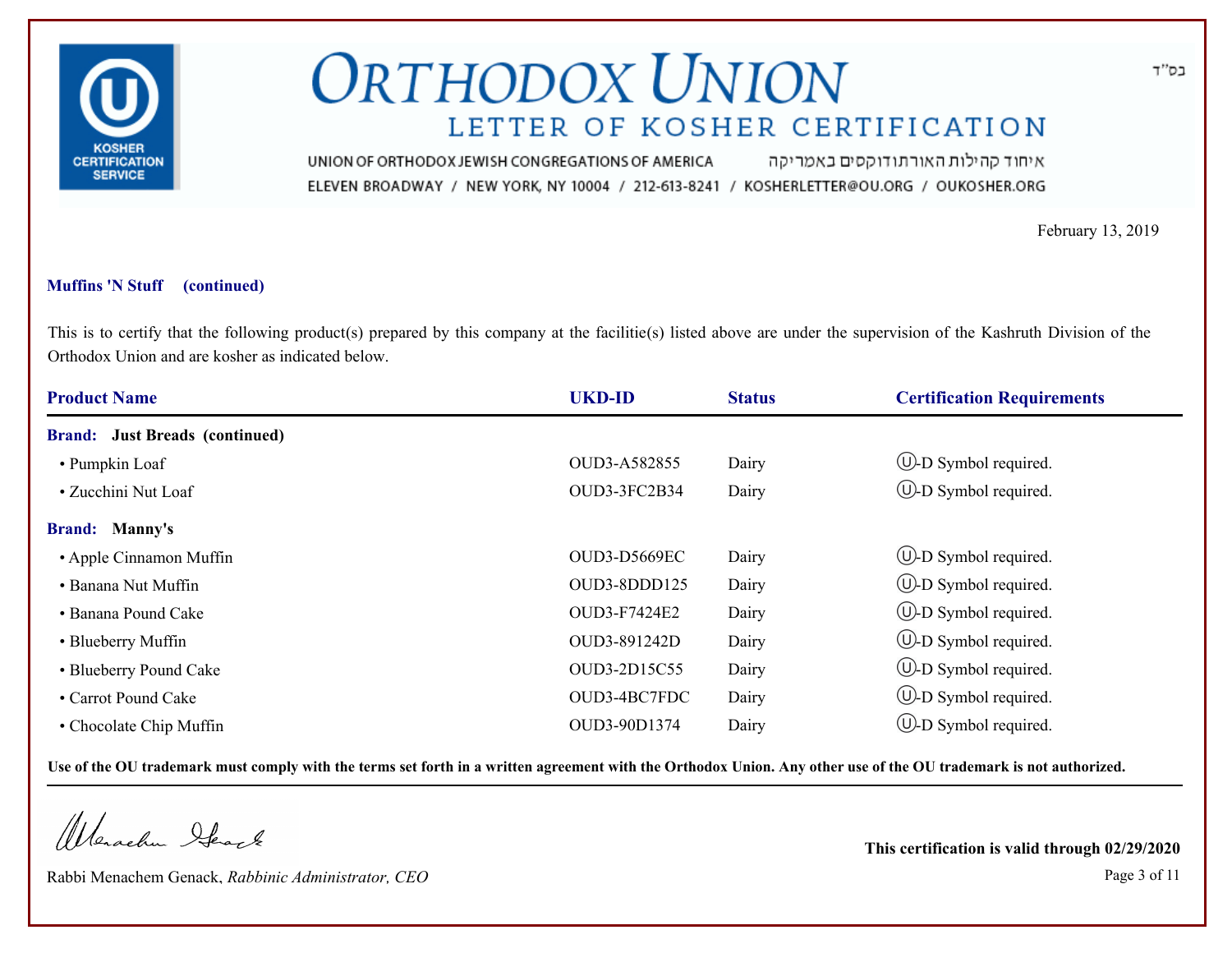# ORTHODOX UNION

## LETTER OF KOSHER CERTIFICATION

בס"ד

UNION OF ORTHODOX JEWISH CONGREGATIONS OF AMERICA איחוד קהילות האורתודוקסים באמריקה
ELEVEN BROADWAY / NEW YORK, NY 10004 / 212-613-8241 / KOSHERLETTER@OU.ORG / OUKOSHER.ORG

February 13, 2019

**Muffins 'N Stuff (continued)**

This is to certify that the following product(s) prepared by this company at the facilitie(s) listed above are under the supervision of the Kashruth Division of the Orthodox Union and are kosher as indicated below.

| Product Name | UKD-ID | Status | Certification Requirements |
|---|---|---|---|
| **Brand: Just Breads (continued)** | | | |
| • Pumpkin Loaf | OUD3-A582855 | Dairy | Ⓤ-D Symbol required. |
| • Zucchini Nut Loaf | OUD3-3FC2B34 | Dairy | Ⓤ-D Symbol required. |
| **Brand: Manny's** | | | |
| • Apple Cinnamon Muffin | OUD3-D5669EC | Dairy | Ⓤ-D Symbol required. |
| • Banana Nut Muffin | OUD3-8DDD125 | Dairy | Ⓤ-D Symbol required. |
| • Banana Pound Cake | OUD3-F7424E2 | Dairy | Ⓤ-D Symbol required. |
| • Blueberry Muffin | OUD3-891242D | Dairy | Ⓤ-D Symbol required. |
| • Blueberry Pound Cake | OUD3-2D15C55 | Dairy | Ⓤ-D Symbol required. |
| • Carrot Pound Cake | OUD3-4BC7FDC | Dairy | Ⓤ-D Symbol required. |
| • Chocolate Chip Muffin | OUD3-90D1374 | Dairy | Ⓤ-D Symbol required. |

**Use of the OU trademark must comply with the terms set forth in a written agreement with the Orthodox Union. Any other use of the OU trademark is not authorized.**

Rabbi Menachem Genack, *Rabbinic Administrator, CEO*

**This certification is valid through 02/29/2020**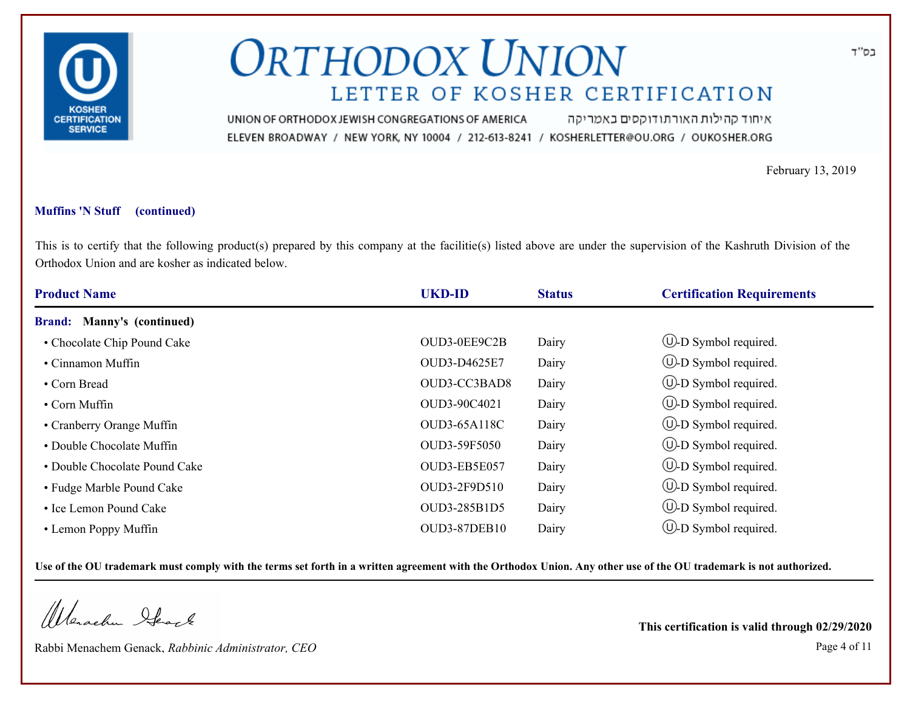# ORTHODOX UNION

## LETTER OF KOSHER CERTIFICATION

UNION OF ORTHODOX JEWISH CONGREGATIONS OF AMERICA איחוד קהילות האורתודוקסים באמריקה

ELEVEN BROADWAY / NEW YORK, NY 10004 / 212-613-8241 / KOSHERLETTER@OU.ORG / OUKOSHER.ORG

בס"ד

February 13, 2019

**Muffins 'N Stuff (continued)**

This is to certify that the following product(s) prepared by this company at the facilitie(s) listed above are under the supervision of the Kashruth Division of the Orthodox Union and are kosher as indicated below.

| Product Name | UKD-ID | Status | Certification Requirements |
|---|---|---|---|
| **Brand: Manny's (continued)** | | | |
| • Chocolate Chip Pound Cake | OUD3-0EE9C2B | Dairy | Ⓤ-D Symbol required. |
| • Cinnamon Muffin | OUD3-D4625E7 | Dairy | Ⓤ-D Symbol required. |
| • Corn Bread | OUD3-CC3BAD8 | Dairy | Ⓤ-D Symbol required. |
| • Corn Muffin | OUD3-90C4021 | Dairy | Ⓤ-D Symbol required. |
| • Cranberry Orange Muffin | OUD3-65A118C | Dairy | Ⓤ-D Symbol required. |
| • Double Chocolate Muffin | OUD3-59F5050 | Dairy | Ⓤ-D Symbol required. |
| • Double Chocolate Pound Cake | OUD3-EB5E057 | Dairy | Ⓤ-D Symbol required. |
| • Fudge Marble Pound Cake | OUD3-2F9D510 | Dairy | Ⓤ-D Symbol required. |
| • Ice Lemon Pound Cake | OUD3-285B1D5 | Dairy | Ⓤ-D Symbol required. |
| • Lemon Poppy Muffin | OUD3-87DEB10 | Dairy | Ⓤ-D Symbol required. |

**Use of the OU trademark must comply with the terms set forth in a written agreement with the Orthodox Union. Any other use of the OU trademark is not authorized.**

Rabbi Menachem Genack, *Rabbinic Administrator, CEO*

**This certification is valid through 02/29/2020**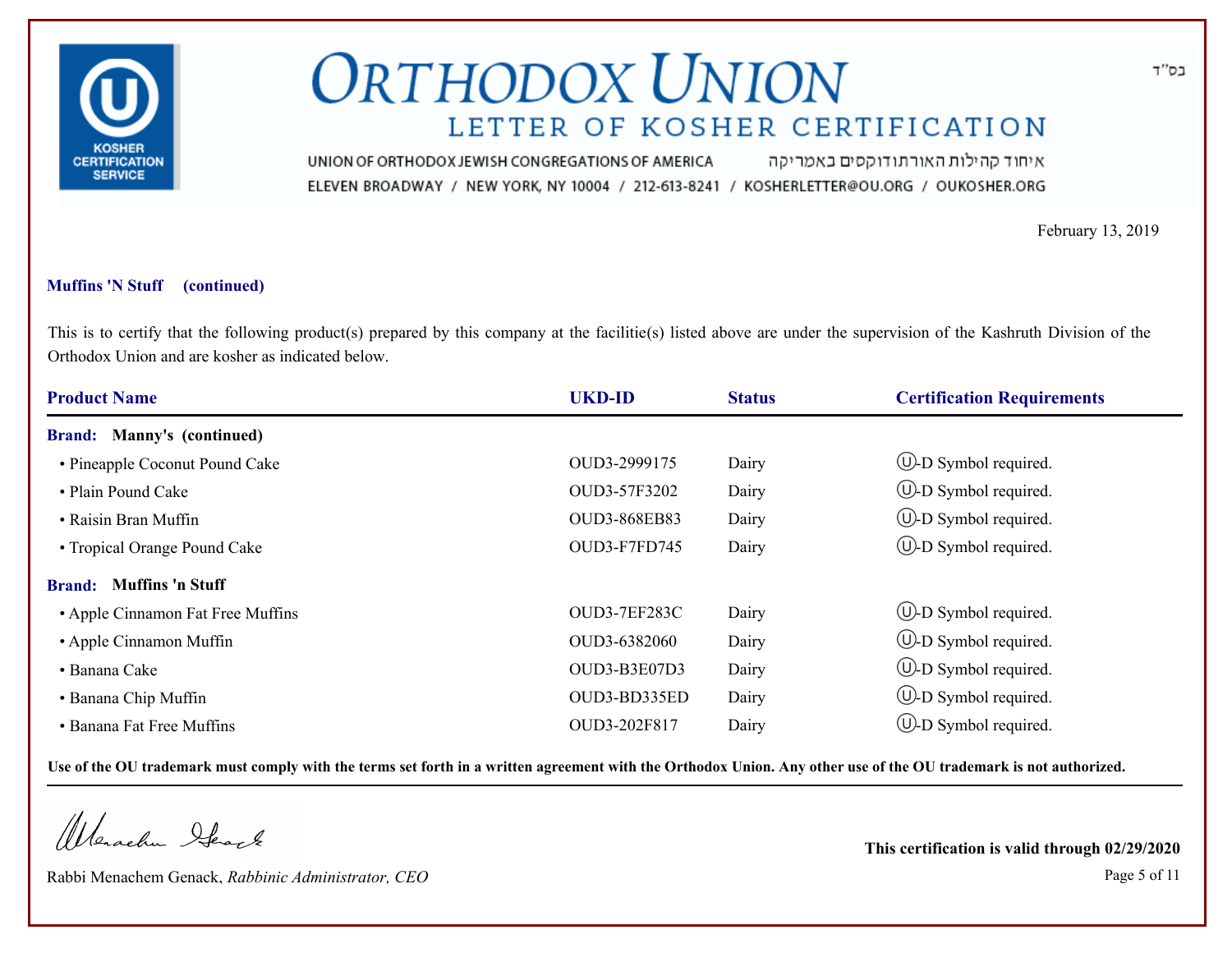# ORTHODOX UNION

## LETTER OF KOSHER CERTIFICATION

UNION OF ORTHODOX JEWISH CONGREGATIONS OF AMERICA איחוד קהילות האורתודוקסים באמריקה

ELEVEN BROADWAY / NEW YORK, NY 10004 / 212-613-8241 / KOSHERLETTER@OU.ORG / OUKOSHER.ORG

בס"ד

February 13, 2019

**Muffins 'N Stuff (continued)**

This is to certify that the following product(s) prepared by this company at the facilitie(s) listed above are under the supervision of the Kashruth Division of the Orthodox Union and are kosher as indicated below.

| Product Name | UKD-ID | Status | Certification Requirements |
|---|---|---|---|
| **Brand: Manny's (continued)** | | | |
| • Pineapple Coconut Pound Cake | OUD3-2999175 | Dairy | Ⓤ-D Symbol required. |
| • Plain Pound Cake | OUD3-57F3202 | Dairy | Ⓤ-D Symbol required. |
| • Raisin Bran Muffin | OUD3-868EB83 | Dairy | Ⓤ-D Symbol required. |
| • Tropical Orange Pound Cake | OUD3-F7FD745 | Dairy | Ⓤ-D Symbol required. |
| **Brand: Muffins 'n Stuff** | | | |
| • Apple Cinnamon Fat Free Muffins | OUD3-7EF283C | Dairy | Ⓤ-D Symbol required. |
| • Apple Cinnamon Muffin | OUD3-6382060 | Dairy | Ⓤ-D Symbol required. |
| • Banana Cake | OUD3-B3E07D3 | Dairy | Ⓤ-D Symbol required. |
| • Banana Chip Muffin | OUD3-BD335ED | Dairy | Ⓤ-D Symbol required. |
| • Banana Fat Free Muffins | OUD3-202F817 | Dairy | Ⓤ-D Symbol required. |

**Use of the OU trademark must comply with the terms set forth in a written agreement with the Orthodox Union. Any other use of the OU trademark is not authorized.**

Rabbi Menachem Genack, *Rabbinic Administrator, CEO*

**This certification is valid through 02/29/2020**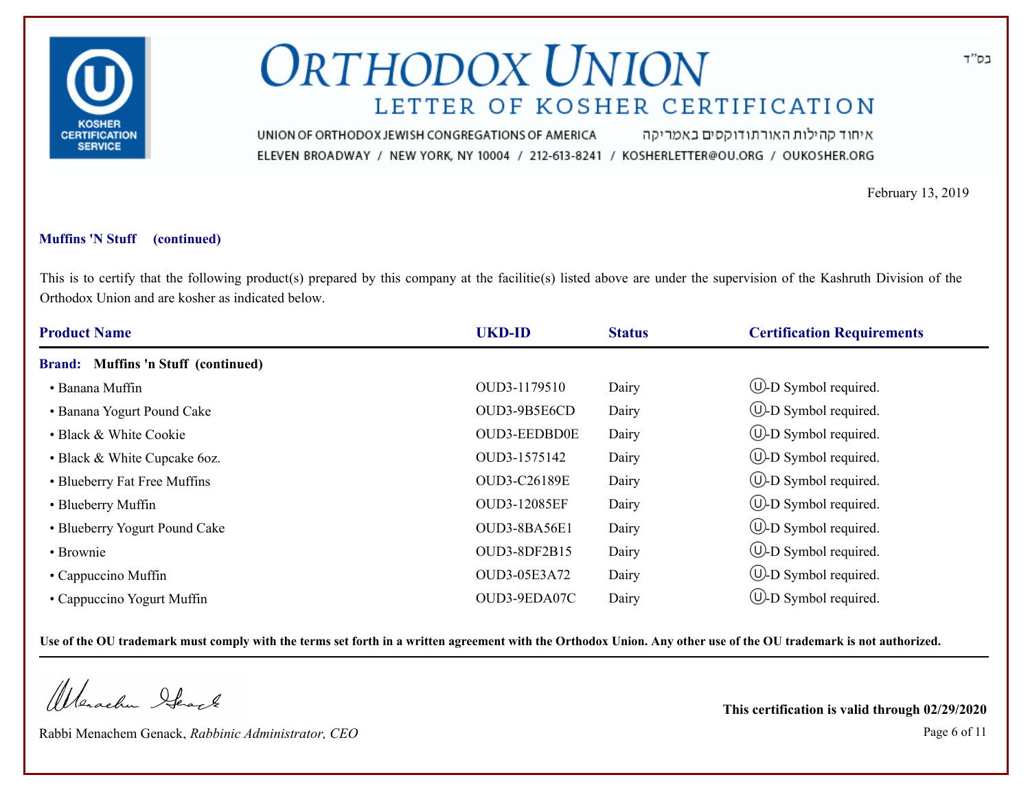# ORTHODOX UNION

## LETTER OF KOSHER CERTIFICATION

UNION OF ORTHODOX JEWISH CONGREGATIONS OF AMERICA איחוד קהילות האורתודוקסים באמריקה

ELEVEN BROADWAY / NEW YORK, NY 10004 / 212-613-8241 / KOSHERLETTER@OU.ORG / OUKOSHER.ORG

בס"ד

February 13, 2019

**Muffins 'N Stuff (continued)**

This is to certify that the following product(s) prepared by this company at the facilitie(s) listed above are under the supervision of the Kashruth Division of the Orthodox Union and are kosher as indicated below.

| Product Name | UKD-ID | Status | Certification Requirements |
|---|---|---|---|
| **Brand: Muffins 'n Stuff (continued)** | | | |
| • Banana Muffin | OUD3-1179510 | Dairy | Ⓤ-D Symbol required. |
| • Banana Yogurt Pound Cake | OUD3-9B5E6CD | Dairy | Ⓤ-D Symbol required. |
| • Black & White Cookie | OUD3-EEDBD0E | Dairy | Ⓤ-D Symbol required. |
| • Black & White Cupcake 6oz. | OUD3-1575142 | Dairy | Ⓤ-D Symbol required. |
| • Blueberry Fat Free Muffins | OUD3-C26189E | Dairy | Ⓤ-D Symbol required. |
| • Blueberry Muffin | OUD3-12085EF | Dairy | Ⓤ-D Symbol required. |
| • Blueberry Yogurt Pound Cake | OUD3-8BA56E1 | Dairy | Ⓤ-D Symbol required. |
| • Brownie | OUD3-8DF2B15 | Dairy | Ⓤ-D Symbol required. |
| • Cappuccino Muffin | OUD3-05E3A72 | Dairy | Ⓤ-D Symbol required. |
| • Cappuccino Yogurt Muffin | OUD3-9EDA07C | Dairy | Ⓤ-D Symbol required. |

**Use of the OU trademark must comply with the terms set forth in a written agreement with the Orthodox Union. Any other use of the OU trademark is not authorized.**

Rabbi Menachem Genack, *Rabbinic Administrator, CEO*

**This certification is valid through 02/29/2020**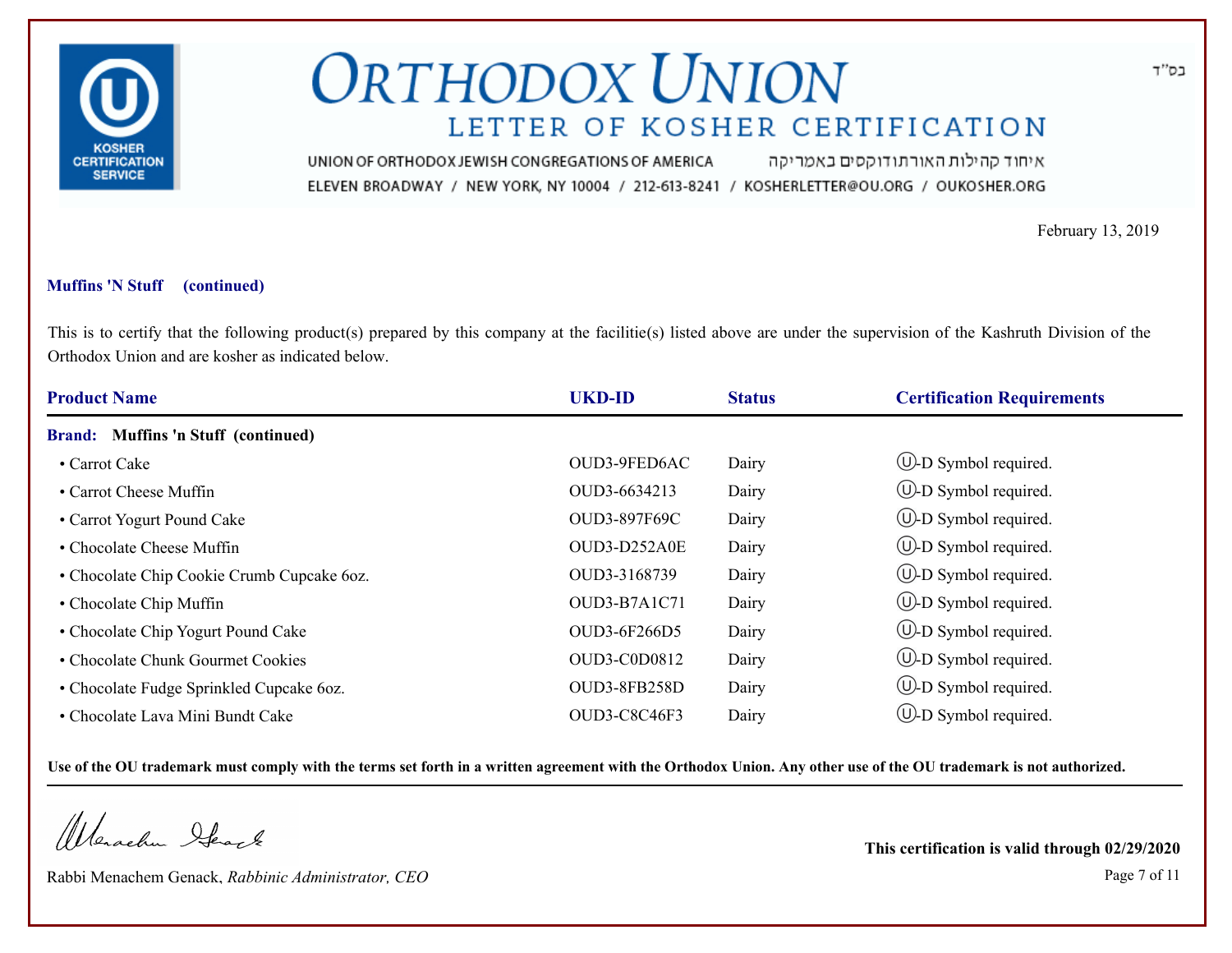# ORTHODOX UNION

## LETTER OF KOSHER CERTIFICATION

UNION OF ORTHODOX JEWISH CONGREGATIONS OF AMERICA איחוד קהילות האורתודוקסים באמריקה

ELEVEN BROADWAY / NEW YORK, NY 10004 / 212-613-8241 / KOSHERLETTER@OU.ORG / OUKOSHER.ORG

בס"ד

February 13, 2019

**Muffins 'N Stuff (continued)**

This is to certify that the following product(s) prepared by this company at the facilitie(s) listed above are under the supervision of the Kashruth Division of the Orthodox Union and are kosher as indicated below.

| Product Name | UKD-ID | Status | Certification Requirements |
|---|---|---|---|
| **Brand: Muffins 'n Stuff (continued)** | | | |
| • Carrot Cake | OUD3-9FED6AC | Dairy | Ⓤ-D Symbol required. |
| • Carrot Cheese Muffin | OUD3-6634213 | Dairy | Ⓤ-D Symbol required. |
| • Carrot Yogurt Pound Cake | OUD3-897F69C | Dairy | Ⓤ-D Symbol required. |
| • Chocolate Cheese Muffin | OUD3-D252A0E | Dairy | Ⓤ-D Symbol required. |
| • Chocolate Chip Cookie Crumb Cupcake 6oz. | OUD3-3168739 | Dairy | Ⓤ-D Symbol required. |
| • Chocolate Chip Muffin | OUD3-B7A1C71 | Dairy | Ⓤ-D Symbol required. |
| • Chocolate Chip Yogurt Pound Cake | OUD3-6F266D5 | Dairy | Ⓤ-D Symbol required. |
| • Chocolate Chunk Gourmet Cookies | OUD3-C0D0812 | Dairy | Ⓤ-D Symbol required. |
| • Chocolate Fudge Sprinkled Cupcake 6oz. | OUD3-8FB258D | Dairy | Ⓤ-D Symbol required. |
| • Chocolate Lava Mini Bundt Cake | OUD3-C8C46F3 | Dairy | Ⓤ-D Symbol required. |

**Use of the OU trademark must comply with the terms set forth in a written agreement with the Orthodox Union. Any other use of the OU trademark is not authorized.**

Rabbi Menachem Genack, *Rabbinic Administrator, CEO*

**This certification is valid through 02/29/2020**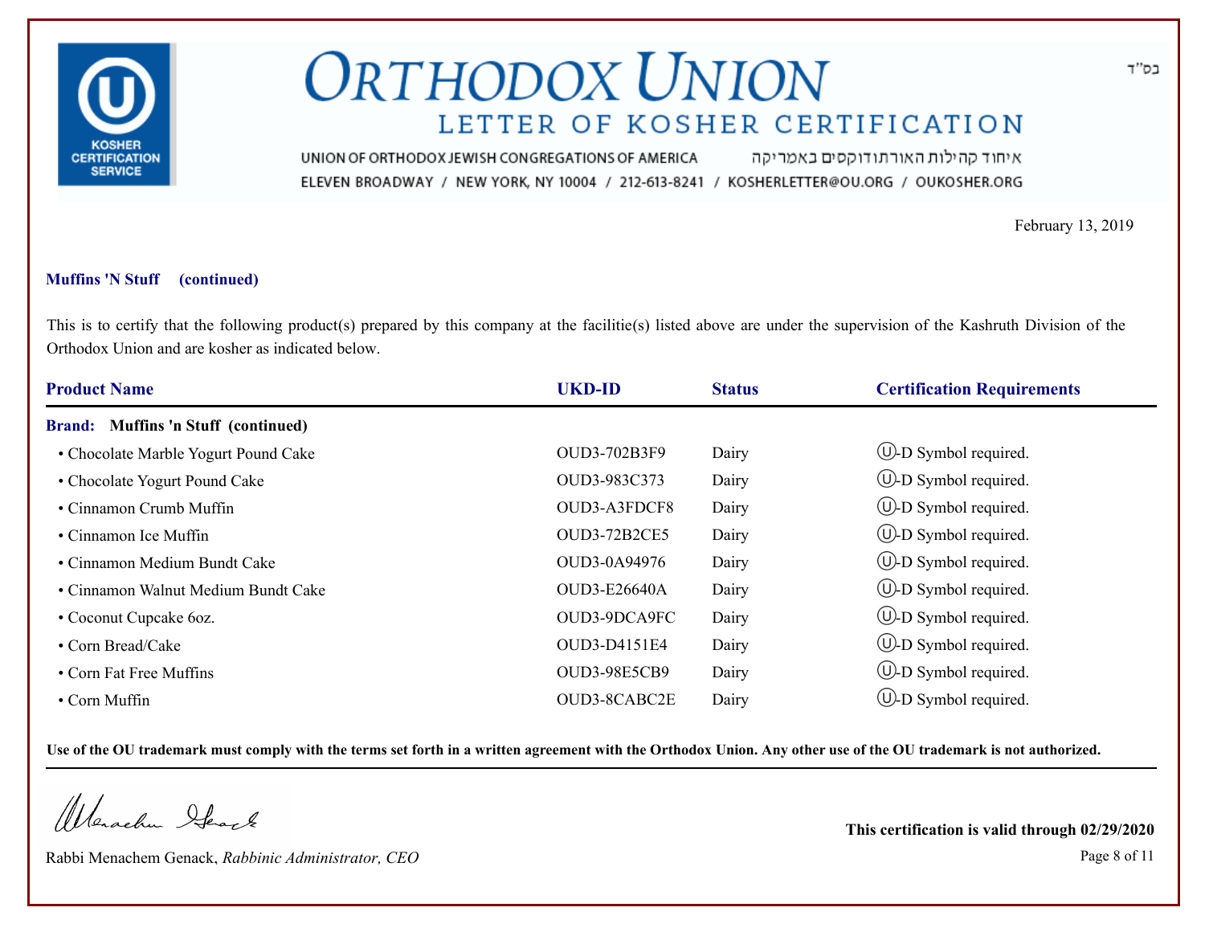# ORTHODOX UNION

## LETTER OF KOSHER CERTIFICATION

UNION OF ORTHODOX JEWISH CONGREGATIONS OF AMERICA איחוד קהילות האורתודוקסים באמריקה

ELEVEN BROADWAY / NEW YORK, NY 10004 / 212-613-8241 / KOSHERLETTER@OU.ORG / OUKOSHER.ORG

בס"ד

February 13, 2019

**Muffins 'N Stuff (continued)**

This is to certify that the following product(s) prepared by this company at the facilitie(s) listed above are under the supervision of the Kashruth Division of the Orthodox Union and are kosher as indicated below.

| Product Name | UKD-ID | Status | Certification Requirements |
|---|---|---|---|
| **Brand: Muffins 'n Stuff (continued)** | | | |
| • Chocolate Marble Yogurt Pound Cake | OUD3-702B3F9 | Dairy | Ⓤ-D Symbol required. |
| • Chocolate Yogurt Pound Cake | OUD3-983C373 | Dairy | Ⓤ-D Symbol required. |
| • Cinnamon Crumb Muffin | OUD3-A3FDCF8 | Dairy | Ⓤ-D Symbol required. |
| • Cinnamon Ice Muffin | OUD3-72B2CE5 | Dairy | Ⓤ-D Symbol required. |
| • Cinnamon Medium Bundt Cake | OUD3-0A94976 | Dairy | Ⓤ-D Symbol required. |
| • Cinnamon Walnut Medium Bundt Cake | OUD3-E26640A | Dairy | Ⓤ-D Symbol required. |
| • Coconut Cupcake 6oz. | OUD3-9DCA9FC | Dairy | Ⓤ-D Symbol required. |
| • Corn Bread/Cake | OUD3-D4151E4 | Dairy | Ⓤ-D Symbol required. |
| • Corn Fat Free Muffins | OUD3-98E5CB9 | Dairy | Ⓤ-D Symbol required. |
| • Corn Muffin | OUD3-8CABC2E | Dairy | Ⓤ-D Symbol required. |

**Use of the OU trademark must comply with the terms set forth in a written agreement with the Orthodox Union. Any other use of the OU trademark is not authorized.**

Rabbi Menachem Genack, *Rabbinic Administrator, CEO*

**This certification is valid through 02/29/2020**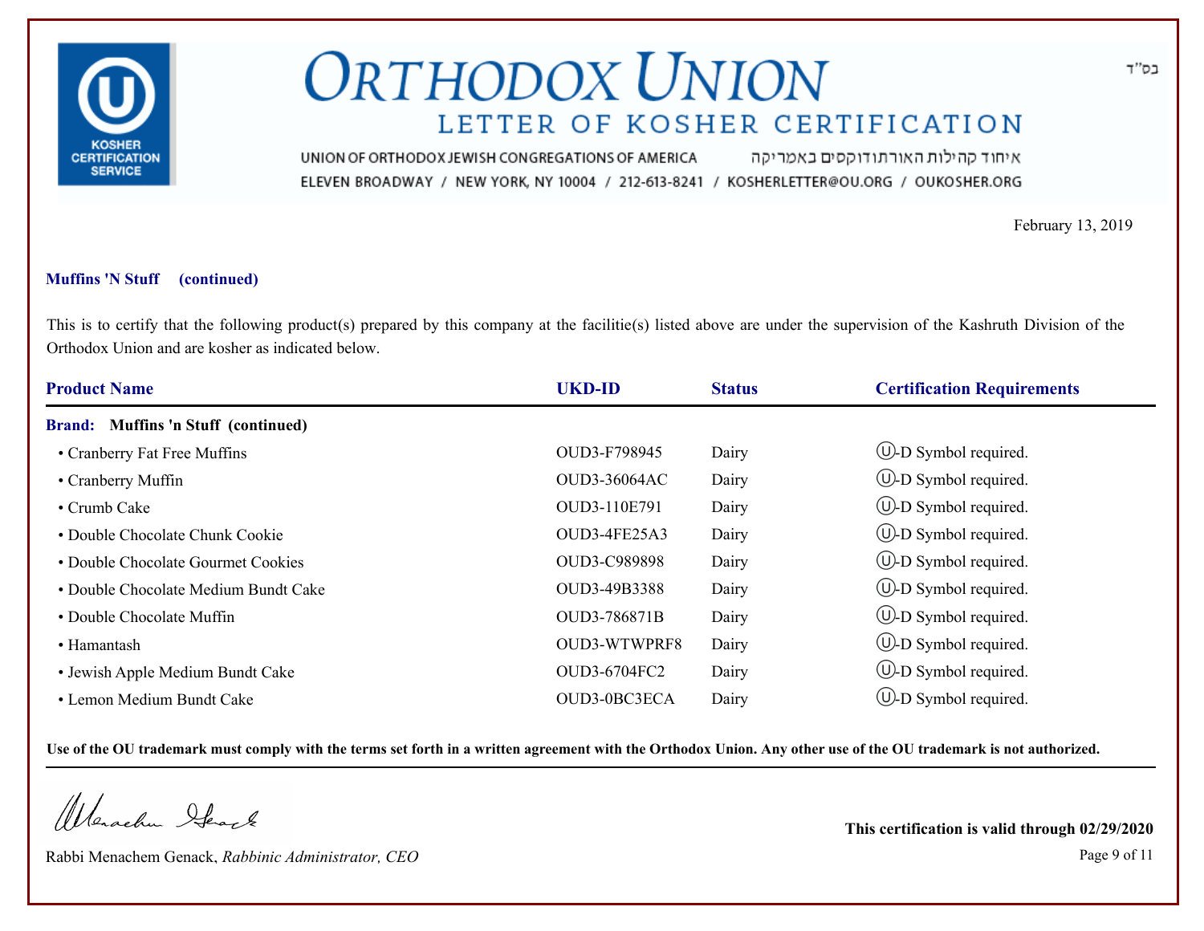# ORTHODOX UNION

## LETTER OF KOSHER CERTIFICATION

בס"ד

UNION OF ORTHODOX JEWISH CONGREGATIONS OF AMERICA איחוד קהילות האורתודוקסים באמריקה

ELEVEN BROADWAY / NEW YORK, NY 10004 / 212-613-8241 / KOSHERLETTER@OU.ORG / OUKOSHER.ORG

February 13, 2019

**Muffins 'N Stuff (continued)**

This is to certify that the following product(s) prepared by this company at the facilitie(s) listed above are under the supervision of the Kashruth Division of the Orthodox Union and are kosher as indicated below.

| Product Name | UKD-ID | Status | Certification Requirements |
|---|---|---|---|
| **Brand: Muffins 'n Stuff (continued)** | | | |
| • Cranberry Fat Free Muffins | OUD3-F798945 | Dairy | Ⓤ-D Symbol required. |
| • Cranberry Muffin | OUD3-36064AC | Dairy | Ⓤ-D Symbol required. |
| • Crumb Cake | OUD3-110E791 | Dairy | Ⓤ-D Symbol required. |
| • Double Chocolate Chunk Cookie | OUD3-4FE25A3 | Dairy | Ⓤ-D Symbol required. |
| • Double Chocolate Gourmet Cookies | OUD3-C989898 | Dairy | Ⓤ-D Symbol required. |
| • Double Chocolate Medium Bundt Cake | OUD3-49B3388 | Dairy | Ⓤ-D Symbol required. |
| • Double Chocolate Muffin | OUD3-786871B | Dairy | Ⓤ-D Symbol required. |
| • Hamantash | OUD3-WTWPRF8 | Dairy | Ⓤ-D Symbol required. |
| • Jewish Apple Medium Bundt Cake | OUD3-6704FC2 | Dairy | Ⓤ-D Symbol required. |
| • Lemon Medium Bundt Cake | OUD3-0BC3ECA | Dairy | Ⓤ-D Symbol required. |

**Use of the OU trademark must comply with the terms set forth in a written agreement with the Orthodox Union. Any other use of the OU trademark is not authorized.**

Rabbi Menachem Genack, *Rabbinic Administrator, CEO*

**This certification is valid through 02/29/2020**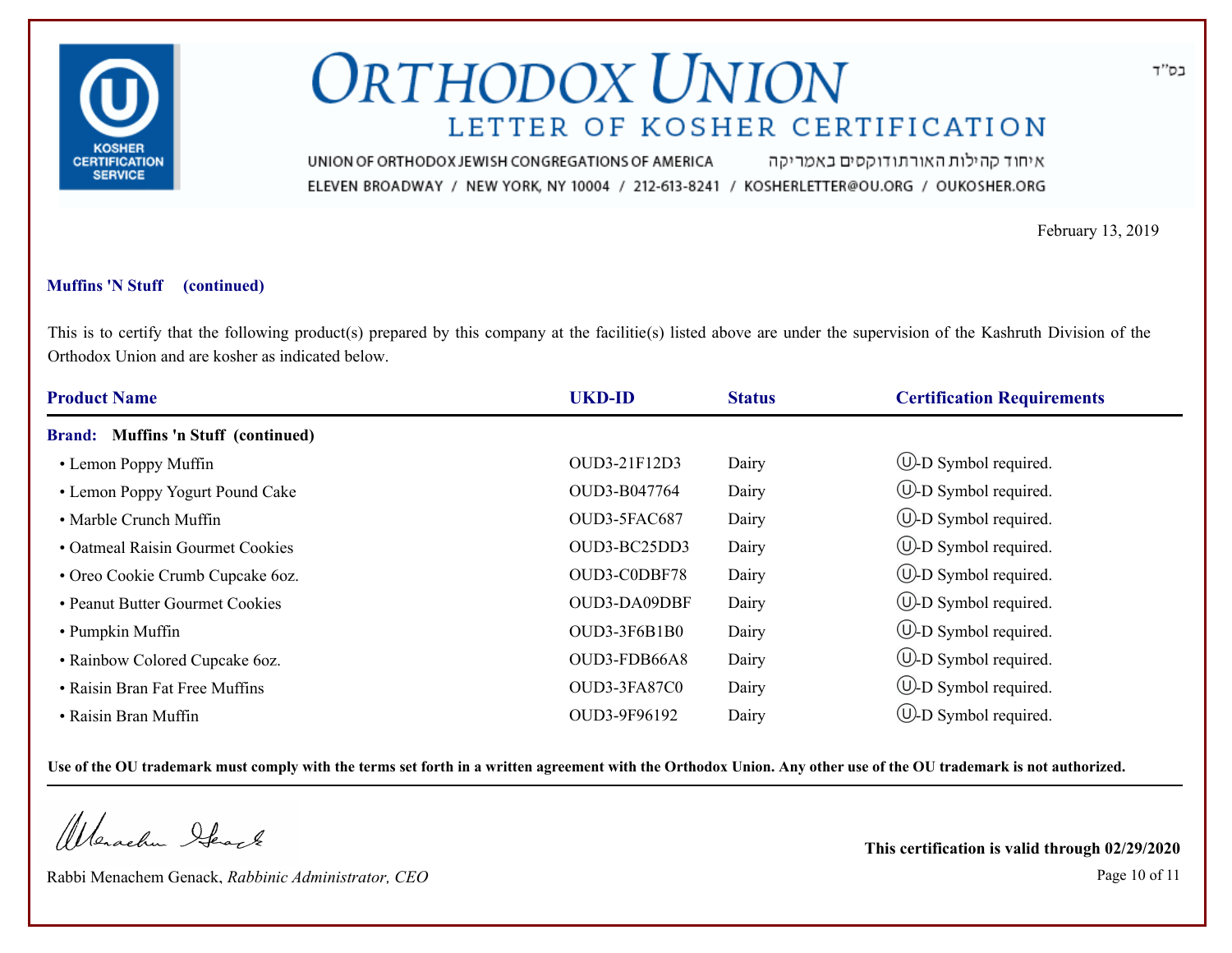בס"ד

# ORTHODOX UNION

## LETTER OF KOSHER CERTIFICATION

UNION OF ORTHODOX JEWISH CONGREGATIONS OF AMERICA איחוד קהילות האורתודוקסים באמריקה

ELEVEN BROADWAY / NEW YORK, NY 10004 / 212-613-8241 / KOSHERLETTER@OU.ORG / OUKOSHER.ORG

KOSHER CERTIFICATION SERVICE

February 13, 2019

**Muffins 'N Stuff (continued)**

This is to certify that the following product(s) prepared by this company at the facilitie(s) listed above are under the supervision of the Kashruth Division of the Orthodox Union and are kosher as indicated below.

| Product Name | UKD-ID | Status | Certification Requirements |
|---|---|---|---|
| **Brand: Muffins 'n Stuff (continued)** | | | |
| • Lemon Poppy Muffin | OUD3-21F12D3 | Dairy | Ⓤ-D Symbol required. |
| • Lemon Poppy Yogurt Pound Cake | OUD3-B047764 | Dairy | Ⓤ-D Symbol required. |
| • Marble Crunch Muffin | OUD3-5FAC687 | Dairy | Ⓤ-D Symbol required. |
| • Oatmeal Raisin Gourmet Cookies | OUD3-BC25DD3 | Dairy | Ⓤ-D Symbol required. |
| • Oreo Cookie Crumb Cupcake 6oz. | OUD3-C0DBF78 | Dairy | Ⓤ-D Symbol required. |
| • Peanut Butter Gourmet Cookies | OUD3-DA09DBF | Dairy | Ⓤ-D Symbol required. |
| • Pumpkin Muffin | OUD3-3F6B1B0 | Dairy | Ⓤ-D Symbol required. |
| • Rainbow Colored Cupcake 6oz. | OUD3-FDB66A8 | Dairy | Ⓤ-D Symbol required. |
| • Raisin Bran Fat Free Muffins | OUD3-3FA87C0 | Dairy | Ⓤ-D Symbol required. |
| • Raisin Bran Muffin | OUD3-9F96192 | Dairy | Ⓤ-D Symbol required. |

**Use of the OU trademark must comply with the terms set forth in a written agreement with the Orthodox Union. Any other use of the OU trademark is not authorized.**

Rabbi Menachem Genack, *Rabbinic Administrator, CEO*

**This certification is valid through 02/29/2020**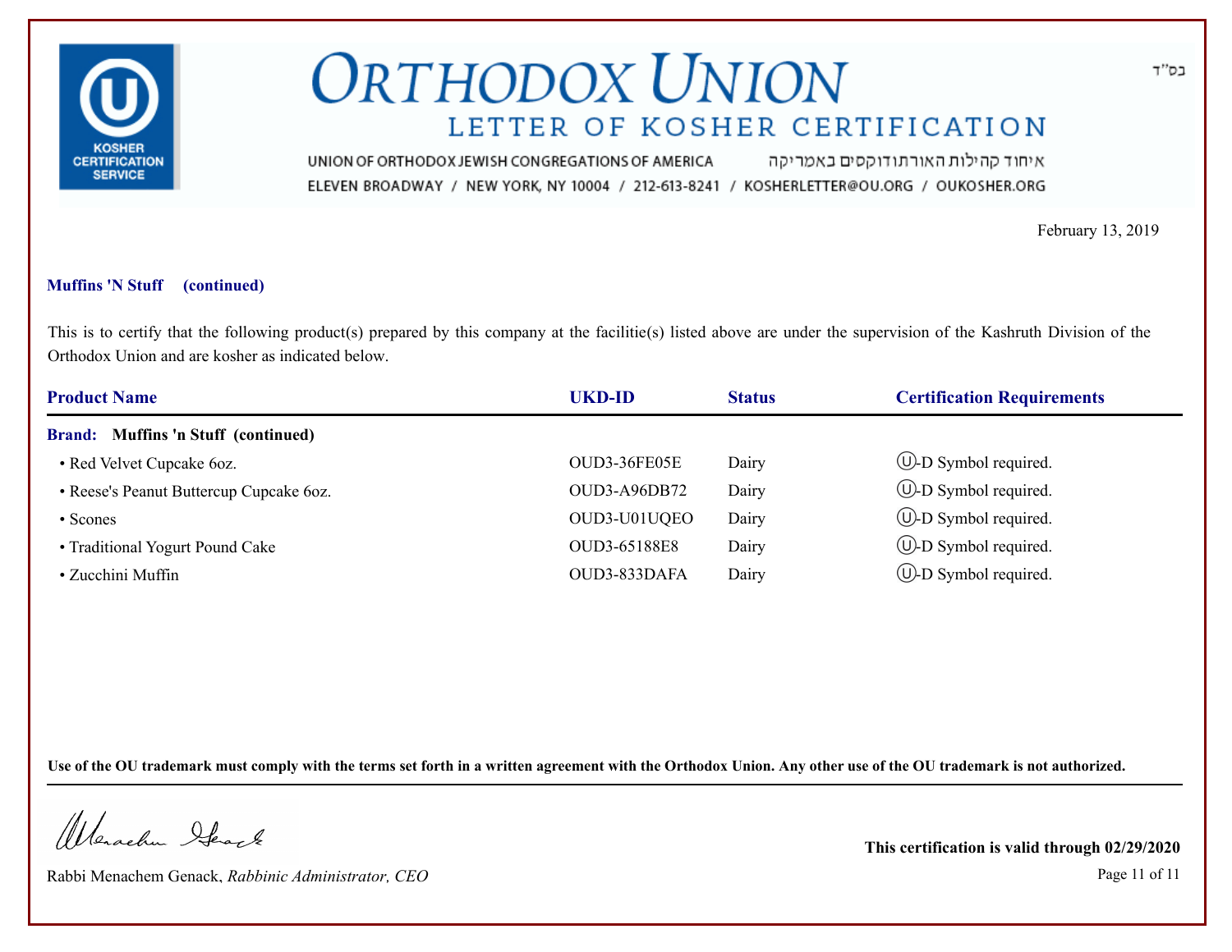בס"ד

# ORTHODOX UNION

## LETTER OF KOSHER CERTIFICATION

UNION OF ORTHODOX JEWISH CONGREGATIONS OF AMERICA איחוד קהילות האורתודוקסים באמריקה

ELEVEN BROADWAY / NEW YORK, NY 10004 / 212-613-8241 / KOSHERLETTER@OU.ORG / OUKOSHER.ORG

February 13, 2019

**Muffins 'N Stuff (continued)**

This is to certify that the following product(s) prepared by this company at the facilitie(s) listed above are under the supervision of the Kashruth Division of the Orthodox Union and are kosher as indicated below.

| Product Name | UKD-ID | Status | Certification Requirements |
|---|---|---|---|
| **Brand: Muffins 'n Stuff (continued)** | | | |
| • Red Velvet Cupcake 6oz. | OUD3-36FE05E | Dairy | Ⓤ-D Symbol required. |
| • Reese's Peanut Buttercup Cupcake 6oz. | OUD3-A96DB72 | Dairy | Ⓤ-D Symbol required. |
| • Scones | OUD3-U01UQEO | Dairy | Ⓤ-D Symbol required. |
| • Traditional Yogurt Pound Cake | OUD3-65188E8 | Dairy | Ⓤ-D Symbol required. |
| • Zucchini Muffin | OUD3-833DAFA | Dairy | Ⓤ-D Symbol required. |

**Use of the OU trademark must comply with the terms set forth in a written agreement with the Orthodox Union. Any other use of the OU trademark is not authorized.**

Rabbi Menachem Genack, *Rabbinic Administrator, CEO*

**This certification is valid through 02/29/2020**